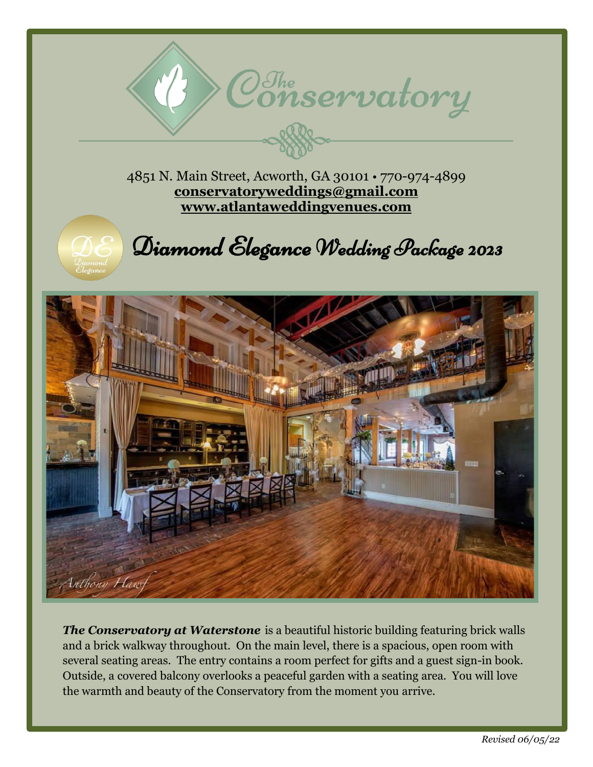# The Conservatory

4851 N. Main Street, Acworth, GA 30101 • 770-974-4899
**conservatoryweddings@gmail.com**
**www.atlantaweddingvenues.com**

## Diamond Elegance Wedding Package 2023

***The Conservatory at Waterstone*** is a beautiful historic building featuring brick walls and a brick walkway throughout. On the main level, there is a spacious, open room with several seating areas. The entry contains a room perfect for gifts and a guest sign-in book. Outside, a covered balcony overlooks a peaceful garden with a seating area. You will love the warmth and beauty of the Conservatory from the moment you arrive.

*Revised 06/05/22*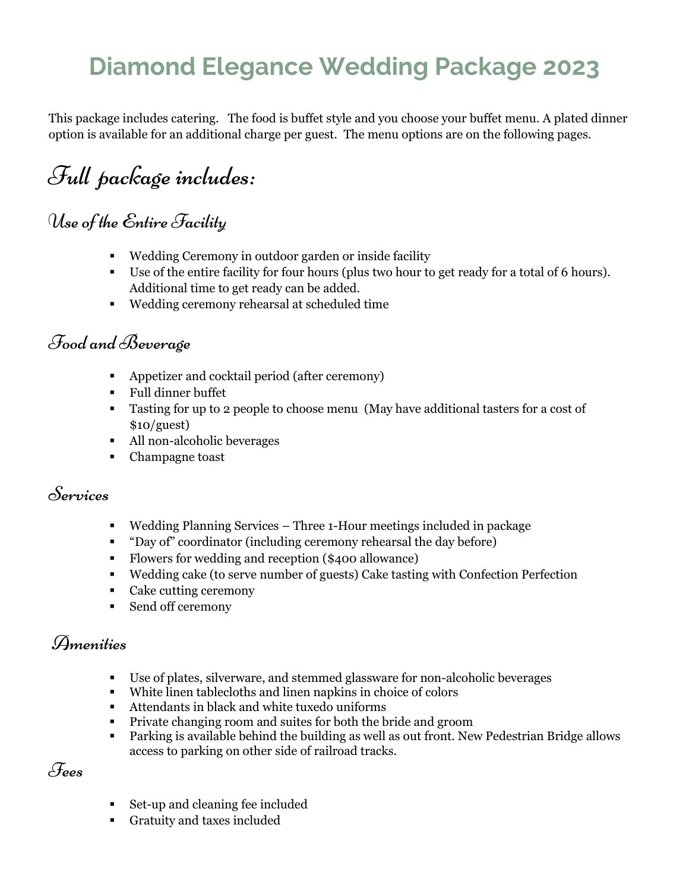# Diamond Elegance Wedding Package 2023

This package includes catering. The food is buffet style and you choose your buffet menu. A plated dinner option is available for an additional charge per guest. The menu options are on the following pages.

## Full package includes:

### Use of the Entire Facility

- Wedding Ceremony in outdoor garden or inside facility
- Use of the entire facility for four hours (plus two hour to get ready for a total of 6 hours). Additional time to get ready can be added.
- Wedding ceremony rehearsal at scheduled time

### Food and Beverage

- Appetizer and cocktail period (after ceremony)
- Full dinner buffet
- Tasting for up to 2 people to choose menu (May have additional tasters for a cost of $10/guest)
- All non-alcoholic beverages
- Champagne toast

### Services

- Wedding Planning Services – Three 1-Hour meetings included in package
- "Day of" coordinator (including ceremony rehearsal the day before)
- Flowers for wedding and reception ($400 allowance)
- Wedding cake (to serve number of guests) Cake tasting with Confection Perfection
- Cake cutting ceremony
- Send off ceremony

### Amenities

- Use of plates, silverware, and stemmed glassware for non-alcoholic beverages
- White linen tablecloths and linen napkins in choice of colors
- Attendants in black and white tuxedo uniforms
- Private changing room and suites for both the bride and groom
- Parking is available behind the building as well as out front. New Pedestrian Bridge allows access to parking on other side of railroad tracks.

### Fees

- Set-up and cleaning fee included
- Gratuity and taxes included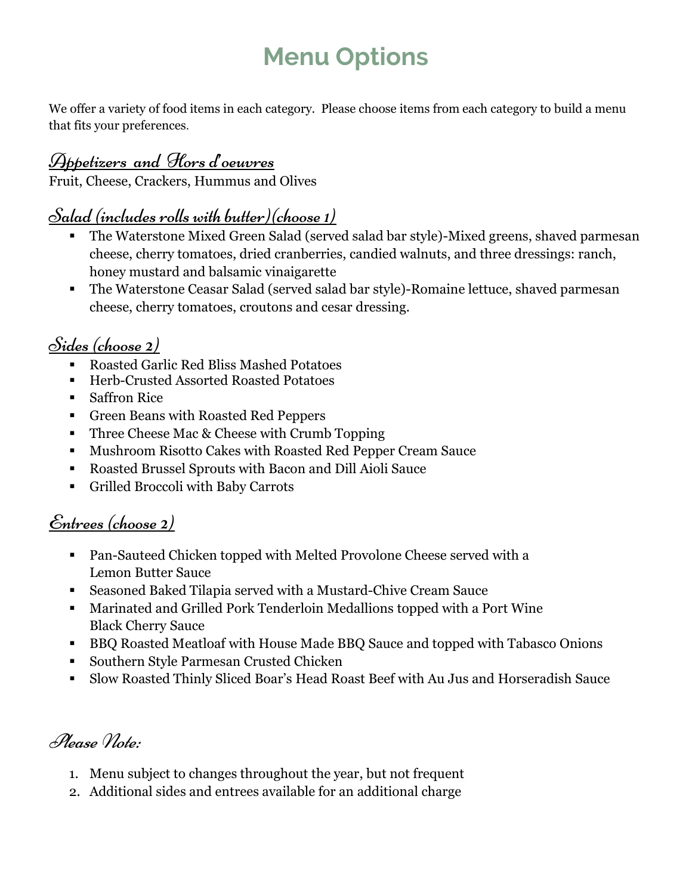# Menu Options

We offer a variety of food items in each category. Please choose items from each category to build a menu that fits your preferences.

## Appetizers and Hors d'oeuvres

Fruit, Cheese, Crackers, Hummus and Olives

## Salad (includes rolls with butter)(choose 1)

- The Waterstone Mixed Green Salad (served salad bar style)-Mixed greens, shaved parmesan cheese, cherry tomatoes, dried cranberries, candied walnuts, and three dressings: ranch, honey mustard and balsamic vinaigarette
- The Waterstone Ceasar Salad (served salad bar style)-Romaine lettuce, shaved parmesan cheese, cherry tomatoes, croutons and cesar dressing.

## Sides (choose 2)

- Roasted Garlic Red Bliss Mashed Potatoes
- Herb-Crusted Assorted Roasted Potatoes
- Saffron Rice
- Green Beans with Roasted Red Peppers
- Three Cheese Mac & Cheese with Crumb Topping
- Mushroom Risotto Cakes with Roasted Red Pepper Cream Sauce
- Roasted Brussel Sprouts with Bacon and Dill Aioli Sauce
- Grilled Broccoli with Baby Carrots

## Entrees (choose 2)

- Pan-Sauteed Chicken topped with Melted Provolone Cheese served with a Lemon Butter Sauce
- Seasoned Baked Tilapia served with a Mustard-Chive Cream Sauce
- Marinated and Grilled Pork Tenderloin Medallions topped with a Port Wine Black Cherry Sauce
- BBQ Roasted Meatloaf with House Made BBQ Sauce and topped with Tabasco Onions
- Southern Style Parmesan Crusted Chicken
- Slow Roasted Thinly Sliced Boar's Head Roast Beef with Au Jus and Horseradish Sauce

## Please Note:

1. Menu subject to changes throughout the year, but not frequent
2. Additional sides and entrees available for an additional charge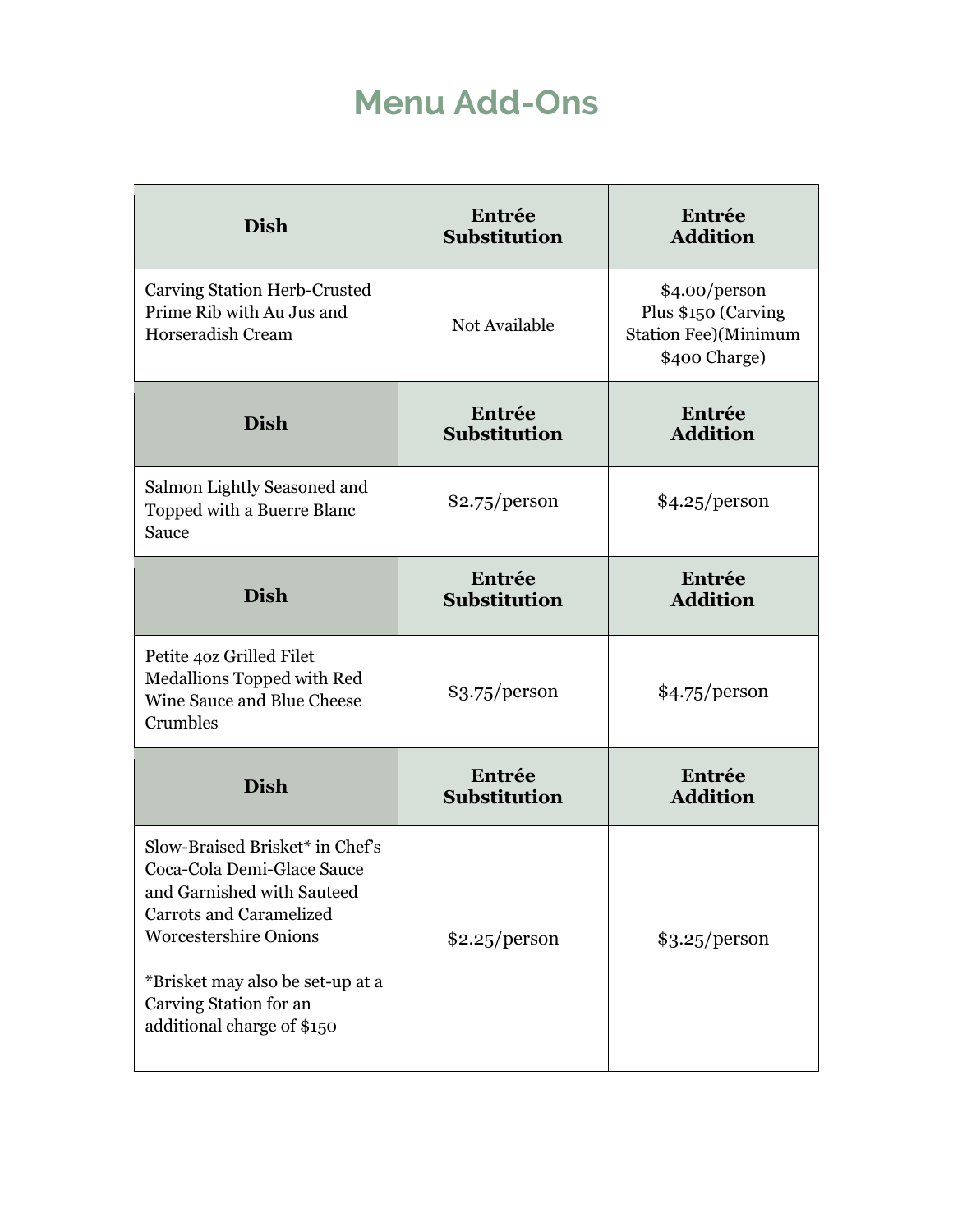# Menu Add-Ons

| Dish | Entrée Substitution | Entrée Addition |
| --- | --- | --- |
| Carving Station Herb-Crusted Prime Rib with Au Jus and Horseradish Cream | Not Available | $4.00/person Plus $150 (Carving Station Fee)(Minimum $400 Charge) |
| **Dish** | **Entrée Substitution** | **Entrée Addition** |
| Salmon Lightly Seasoned and Topped with a Buerre Blanc Sauce | $2.75/person | $4.25/person |
| **Dish** | **Entrée Substitution** | **Entrée Addition** |
| Petite 4oz Grilled Filet Medallions Topped with Red Wine Sauce and Blue Cheese Crumbles | $3.75/person | $4.75/person |
| **Dish** | **Entrée Substitution** | **Entrée Addition** |
| Slow-Braised Brisket* in Chef's Coca-Cola Demi-Glace Sauce and Garnished with Sauteed Carrots and Caramelized Worcestershire Onions<br><br>*Brisket may also be set-up at a Carving Station for an additional charge of $150 | $2.25/person | $3.25/person |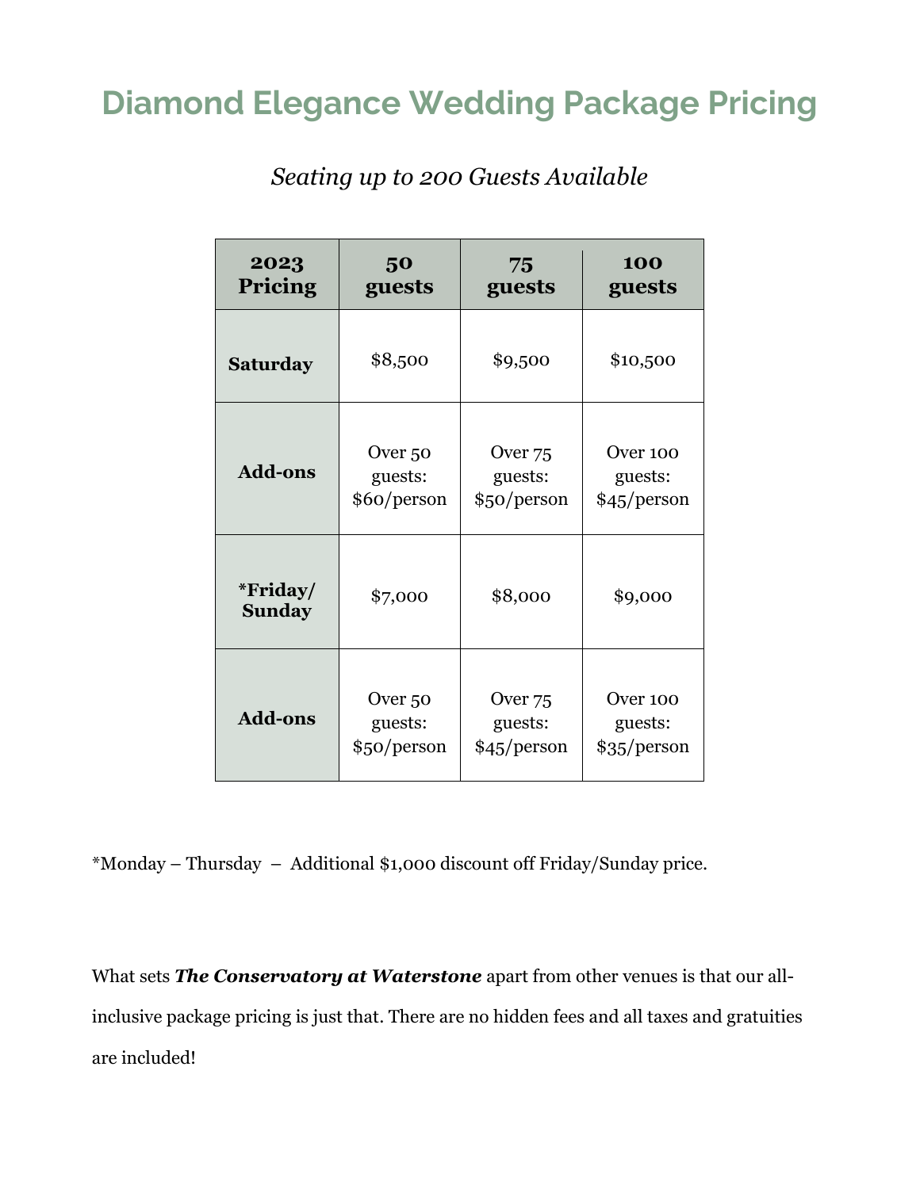# Diamond Elegance Wedding Package Pricing

*Seating up to 200 Guests Available*

| 2023 Pricing | 50 guests | 75 guests | 100 guests |
|---|---|---|---|
| **Saturday** | $8,500 | $9,500 | $10,500 |
| **Add-ons** | Over 50 guests: $60/person | Over 75 guests: $50/person | Over 100 guests: $45/person |
| **\*Friday/ Sunday** | $7,000 | $8,000 | $9,000 |
| **Add-ons** | Over 50 guests: $50/person | Over 75 guests: $45/person | Over 100 guests: $35/person |

*Monday – Thursday – Additional $1,000 discount off Friday/Sunday price.

What sets ***The Conservatory at Waterstone*** apart from other venues is that our all-inclusive package pricing is just that. There are no hidden fees and all taxes and gratuities are included!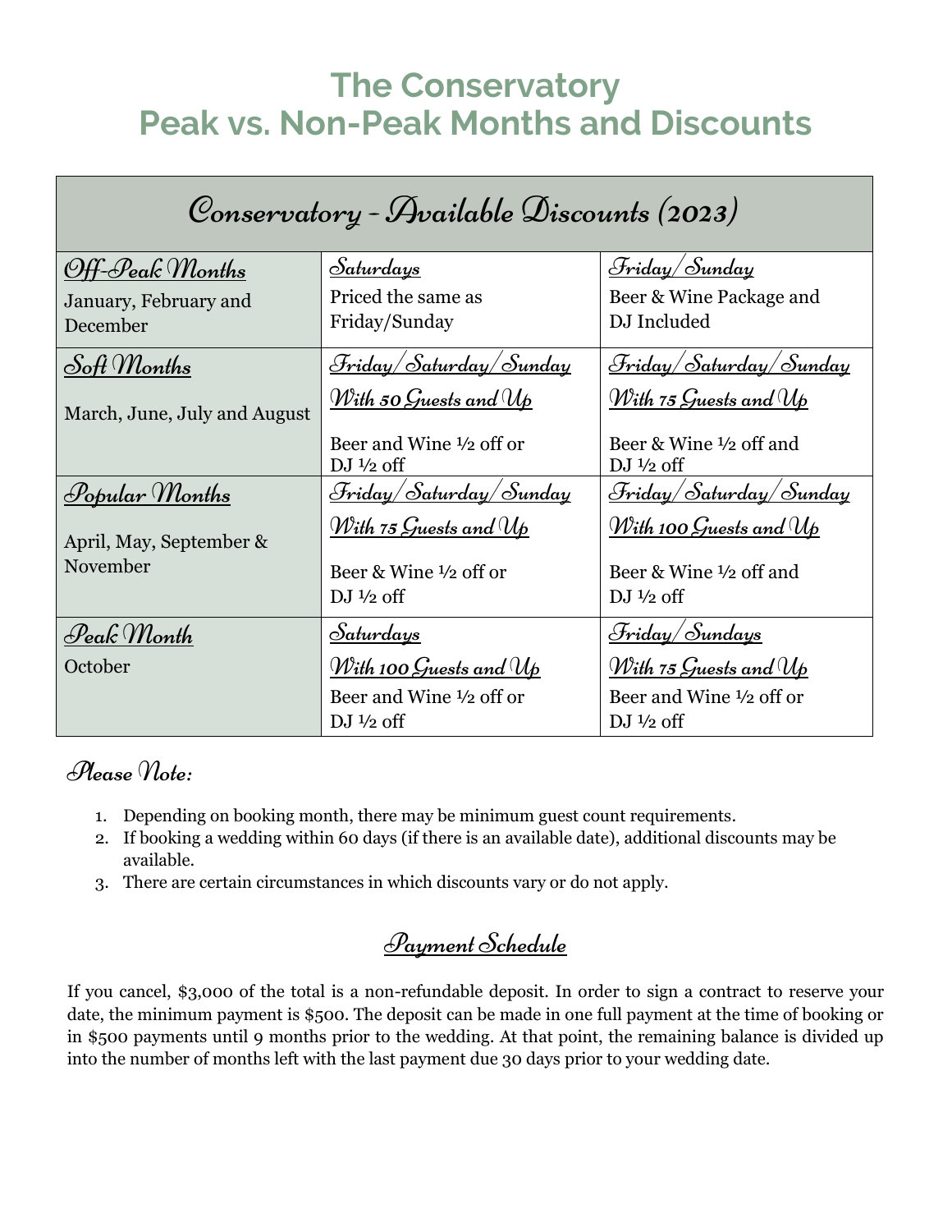# The Conservatory
# Peak vs. Non-Peak Months and Discounts

| Conservatory - Available Discounts (2023) | | |
|---|---|---|
| **Off-Peak Months**<br>January, February and December | **Saturdays**<br>Priced the same as Friday/Sunday | **Friday/Sunday**<br>Beer & Wine Package and DJ Included |
| **Soft Months**<br>March, June, July and August | **Friday/Saturday/Sunday**<br>**With 50 Guests and Up**<br>Beer and Wine ½ off or DJ ½ off | **Friday/Saturday/Sunday**<br>**With 75 Guests and Up**<br>Beer & Wine ½ off and DJ ½ off |
| **Popular Months**<br>April, May, September & November | **Friday/Saturday/Sunday**<br>**With 75 Guests and Up**<br>Beer & Wine ½ off or DJ ½ off | **Friday/Saturday/Sunday**<br>**With 100 Guests and Up**<br>Beer & Wine ½ off and DJ ½ off |
| **Peak Month**<br>October | **Saturdays**<br>**With 100 Guests and Up**<br>Beer and Wine ½ off or DJ ½ off | **Friday/Sundays**<br>**With 75 Guests and Up**<br>Beer and Wine ½ off or DJ ½ off |

### Please Note:

1. Depending on booking month, there may be minimum guest count requirements.
2. If booking a wedding within 60 days (if there is an available date), additional discounts may be available.
3. There are certain circumstances in which discounts vary or do not apply.

## Payment Schedule

If you cancel, $3,000 of the total is a non-refundable deposit. In order to sign a contract to reserve your date, the minimum payment is $500. The deposit can be made in one full payment at the time of booking or in $500 payments until 9 months prior to the wedding. At that point, the remaining balance is divided up into the number of months left with the last payment due 30 days prior to your wedding date.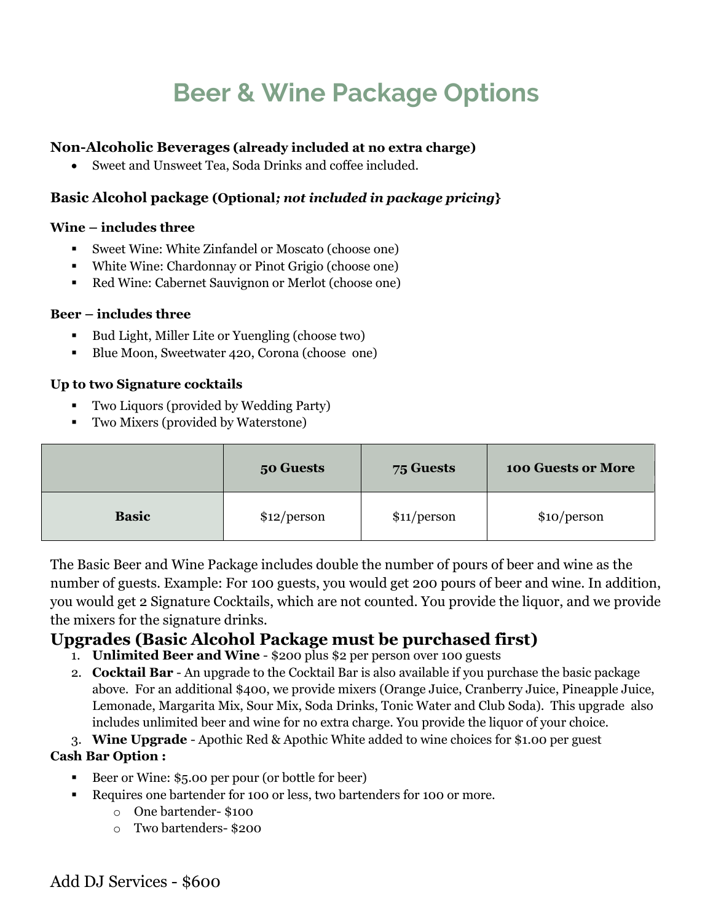# Beer & Wine Package Options

**Non-Alcoholic Beverages (already included at no extra charge)**

- Sweet and Unsweet Tea, Soda Drinks and coffee included.

**Basic Alcohol package (Optional*; not included in package pricing*}**

**Wine – includes three**

- Sweet Wine: White Zinfandel or Moscato (choose one)
- White Wine: Chardonnay or Pinot Grigio (choose one)
- Red Wine: Cabernet Sauvignon or Merlot (choose one)

**Beer – includes three**

- Bud Light, Miller Lite or Yuengling (choose two)
- Blue Moon, Sweetwater 420, Corona (choose one)

**Up to two Signature cocktails**

- Two Liquors (provided by Wedding Party)
- Two Mixers (provided by Waterstone)

| | 50 Guests | 75 Guests | 100 Guests or More |
|---|---|---|---|
| **Basic** | $12/person | $11/person | $10/person |

The Basic Beer and Wine Package includes double the number of pours of beer and wine as the number of guests. Example: For 100 guests, you would get 200 pours of beer and wine. In addition, you would get 2 Signature Cocktails, which are not counted. You provide the liquor, and we provide the mixers for the signature drinks.

## Upgrades (Basic Alcohol Package must be purchased first)

1. **Unlimited Beer and Wine** - $200 plus $2 per person over 100 guests
2. **Cocktail Bar** - An upgrade to the Cocktail Bar is also available if you purchase the basic package above. For an additional $400, we provide mixers (Orange Juice, Cranberry Juice, Pineapple Juice, Lemonade, Margarita Mix, Sour Mix, Soda Drinks, Tonic Water and Club Soda). This upgrade also includes unlimited beer and wine for no extra charge. You provide the liquor of your choice.
3. **Wine Upgrade** - Apothic Red & Apothic White added to wine choices for $1.00 per guest

**Cash Bar Option :**

- Beer or Wine: $5.00 per pour (or bottle for beer)
- Requires one bartender for 100 or less, two bartenders for 100 or more.
  - One bartender- $100
  - Two bartenders- $200

Add DJ Services - $600